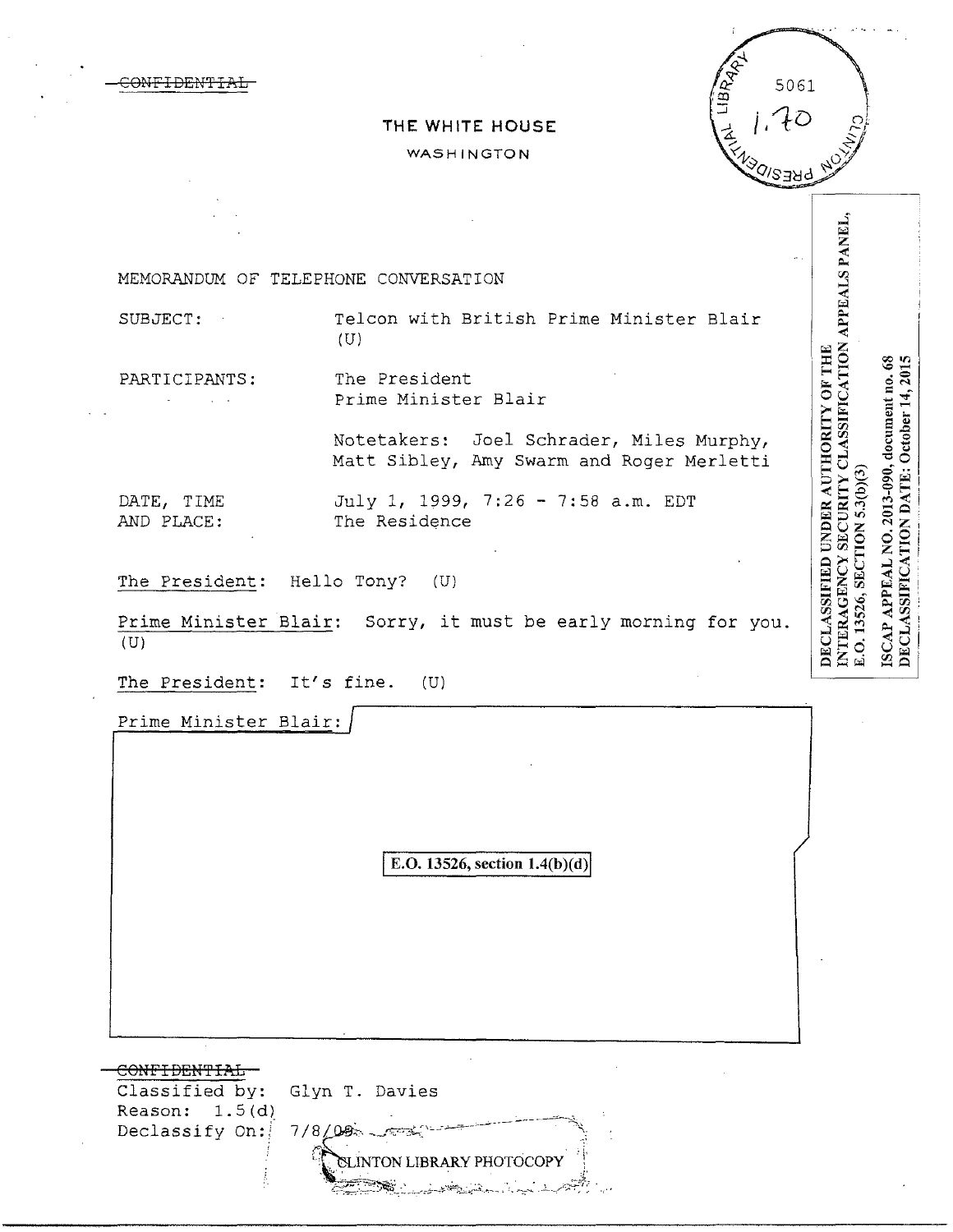~~CONFIDENTIAL~~

THE WHITE HOUSE

WASHINGTON

5061

1.70

DECLASSIFIED UNDER AUTHORITY OF THE INTERAGENCY SECURITY CLASSIFICATION APPEALS PANEL, E.O. 13526, SECTION 5.3(b)(3)

ISCAP APPEAL NO. 2013-090, document no. 68
DECLASSIFICATION DATE: October 14, 2015

MEMORANDUM OF TELEPHONE CONVERSATION

SUBJECT: Telcon with British Prime Minister Blair (U)

PARTICIPANTS: The President
Prime Minister Blair

Notetakers: Joel Schrader, Miles Murphy, Matt Sibley, Amy Swarm and Roger Merletti

DATE, TIME AND PLACE: July 1, 1999, 7:26 - 7:58 a.m. EDT
The Residence

The President: Hello Tony? (U)

Prime Minister Blair: Sorry, it must be early morning for you. (U)

The President: It's fine. (U)

Prime Minister Blair:

E.O. 13526, section 1.4(b)(d)

~~CONFIDENTIAL~~
Classified by: Glyn T. Davies
Reason: 1.5(d)
Declassify On: 7/8/09

CLINTON LIBRARY PHOTOCOPY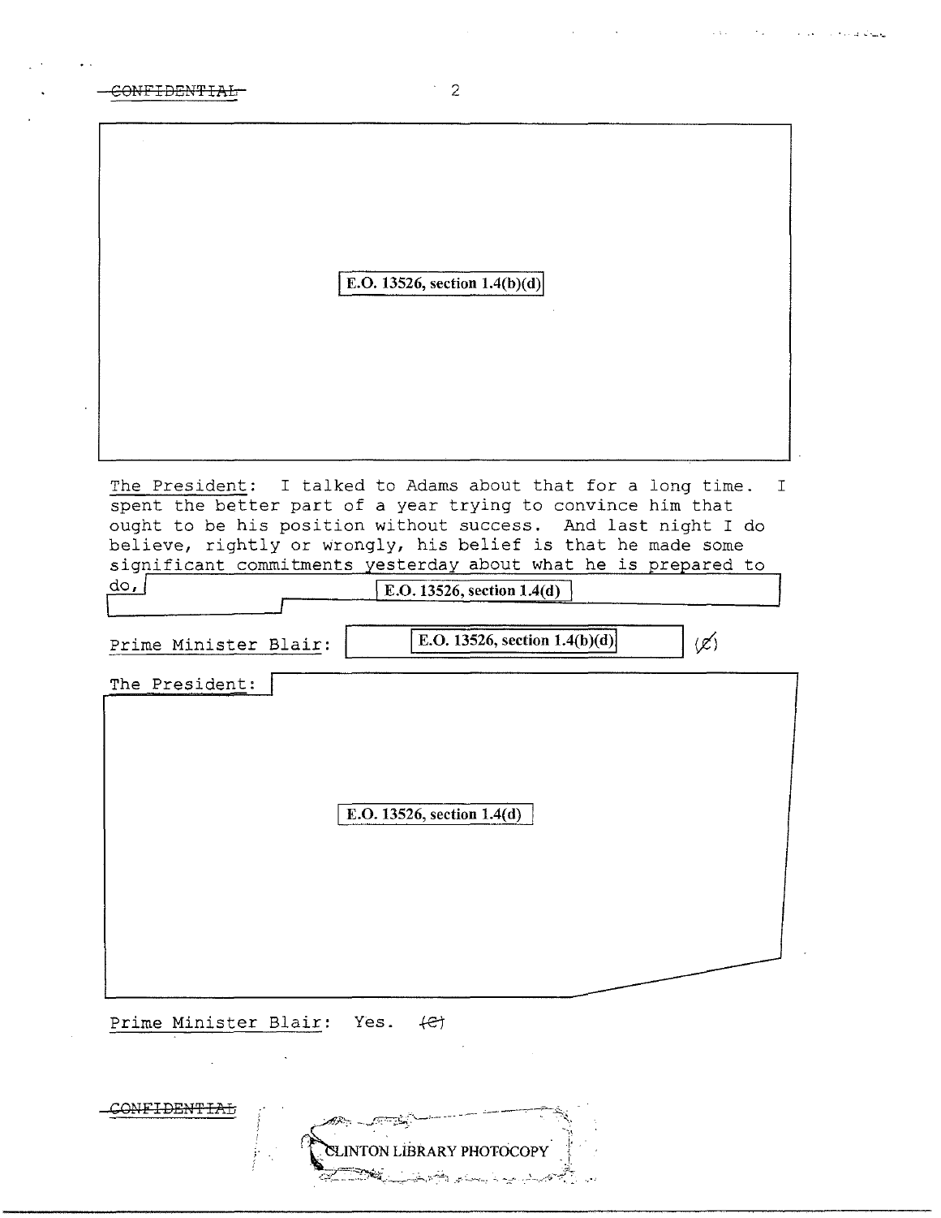CONFIDENTIAL

E.O. 13526, section 1.4(b)(d)

The President: I talked to Adams about that for a long time. I spent the better part of a year trying to convince him that ought to be his position without success. And last night I do believe, rightly or wrongly, his belief is that he made some significant commitments yesterday about what he is prepared to do, E.O. 13526, section 1.4(d)

Prime Minister Blair: E.O. 13526, section 1.4(b)(d) (C)

The President: E.O. 13526, section 1.4(d)

Prime Minister Blair: Yes. (C)

CONFIDENTIAL

CLINTON LIBRARY PHOTOCOPY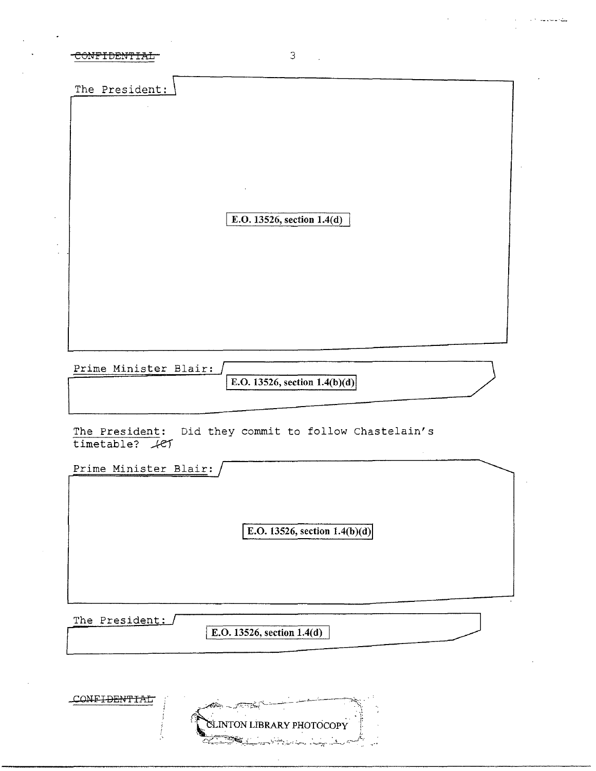~~CONFIDENTIAL~~

The President:

E.O. 13526, section 1.4(d)

Prime Minister Blair:

E.O. 13526, section 1.4(b)(d)

The President: Did they commit to follow Chastelain's timetable? ~~(C)~~

Prime Minister Blair:

E.O. 13526, section 1.4(b)(d)

The President:

E.O. 13526, section 1.4(d)

~~CONFIDENTIAL~~

CLINTON LIBRARY PHOTOCOPY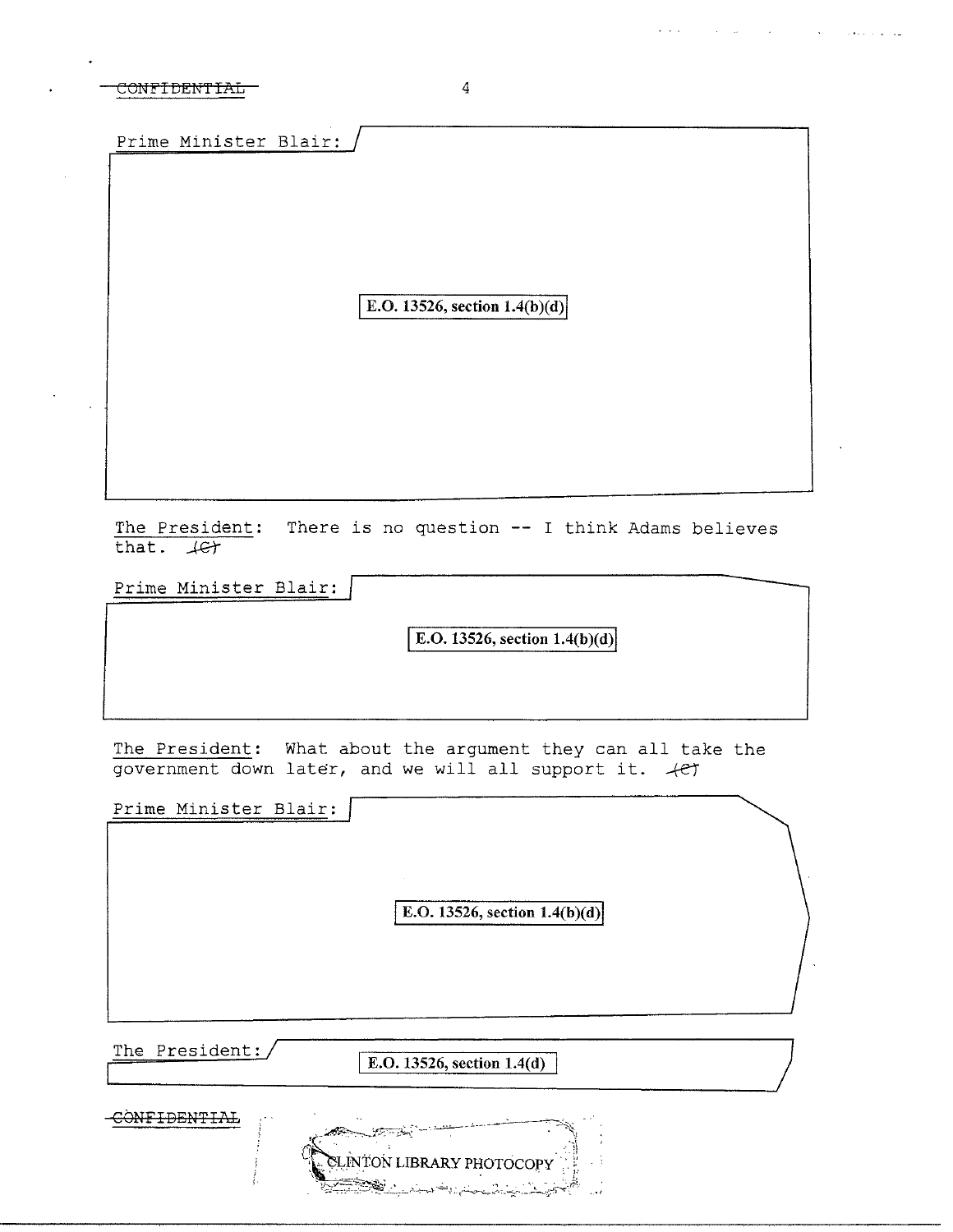CONFIDENTIAL

Prime Minister Blair:

E.O. 13526, section 1.4(b)(d)

The President: There is no question -- I think Adams believes that. (C)

Prime Minister Blair:

E.O. 13526, section 1.4(b)(d)

The President: What about the argument they can all take the government down later, and we will all support it. (C)

Prime Minister Blair:

E.O. 13526, section 1.4(b)(d)

The President:

E.O. 13526, section 1.4(d)

CONFIDENTIAL

CLINTON LIBRARY PHOTOCOPY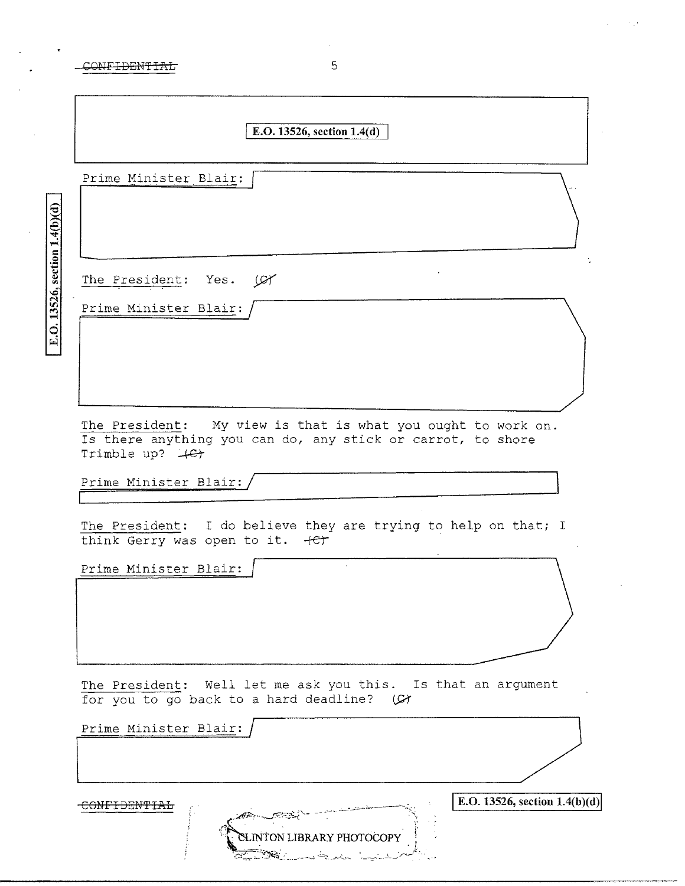CONFIDENTIAL

E.O. 13526, section 1.4(d)

Prime Minister Blair:

The President: Yes. (C)

Prime Minister Blair:

The President: My view is that is what you ought to work on. Is there anything you can do, any stick or carrot, to shore Trimble up? (C)

Prime Minister Blair:

The President: I do believe they are trying to help on that; I think Gerry was open to it. (C)

Prime Minister Blair:

The President: Well let me ask you this. Is that an argument for you to go back to a hard deadline? (C)

Prime Minister Blair:

E.O. 13526, section 1.4(b)(d)

CONFIDENTIAL

E.O. 13526, section 1.4(b)(d)

CLINTON LIBRARY PHOTOCOPY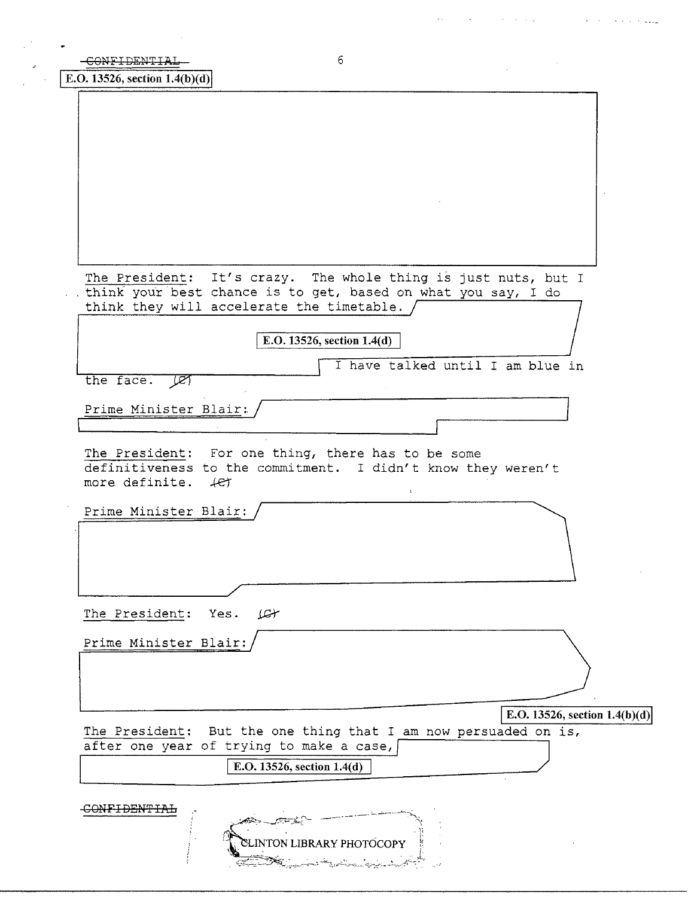CONFIDENTIAL

E.O. 13526, section 1.4(b)(d)

The President: It's crazy. The whole thing is just nuts, but I think your best chance is to get, based on what you say, I do think they will accelerate the timetable.

E.O. 13526, section 1.4(d)

I have talked until I am blue in the face. (C)

Prime Minister Blair:

The President: For one thing, there has to be some definitiveness to the commitment. I didn't know they weren't more definite. (C)

Prime Minister Blair:

The President: Yes. (C)

Prime Minister Blair:

E.O. 13526, section 1.4(b)(d)

The President: But the one thing that I am now persuaded on is, after one year of trying to make a case,

E.O. 13526, section 1.4(d)

CONFIDENTIAL

CLINTON LIBRARY PHOTOCOPY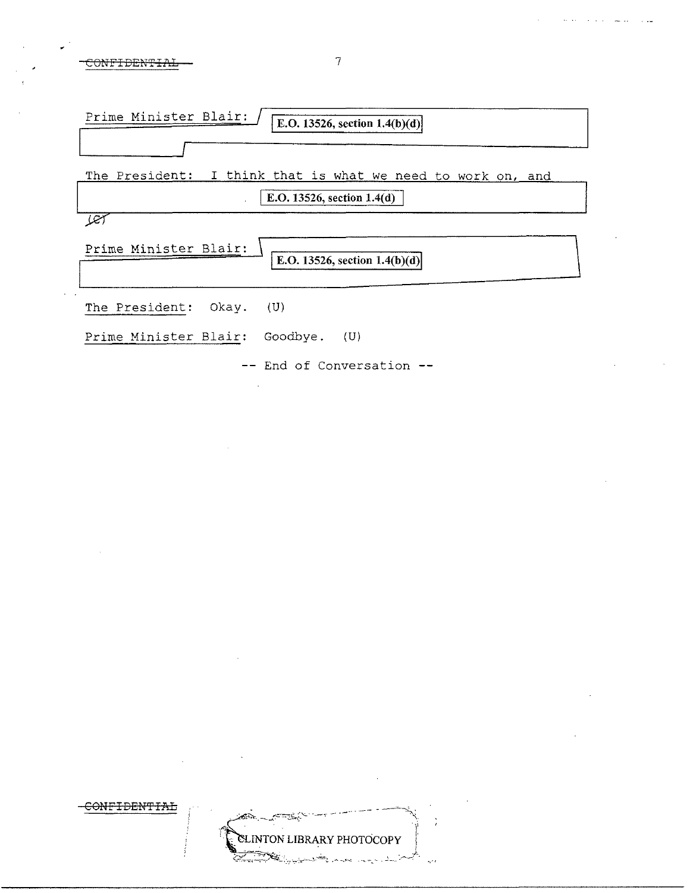Prime Minister Blair: E.O. 13526, section 1.4(b)(d)

The President: I think that is what we need to work on, and

E.O. 13526, section 1.4(d)

(C)

Prime Minister Blair: E.O. 13526, section 1.4(b)(d)

The President: Okay. (U)

Prime Minister Blair: Goodbye. (U)

-- End of Conversation --

CONFIDENTIAL

CLINTON LIBRARY PHOTOCOPY